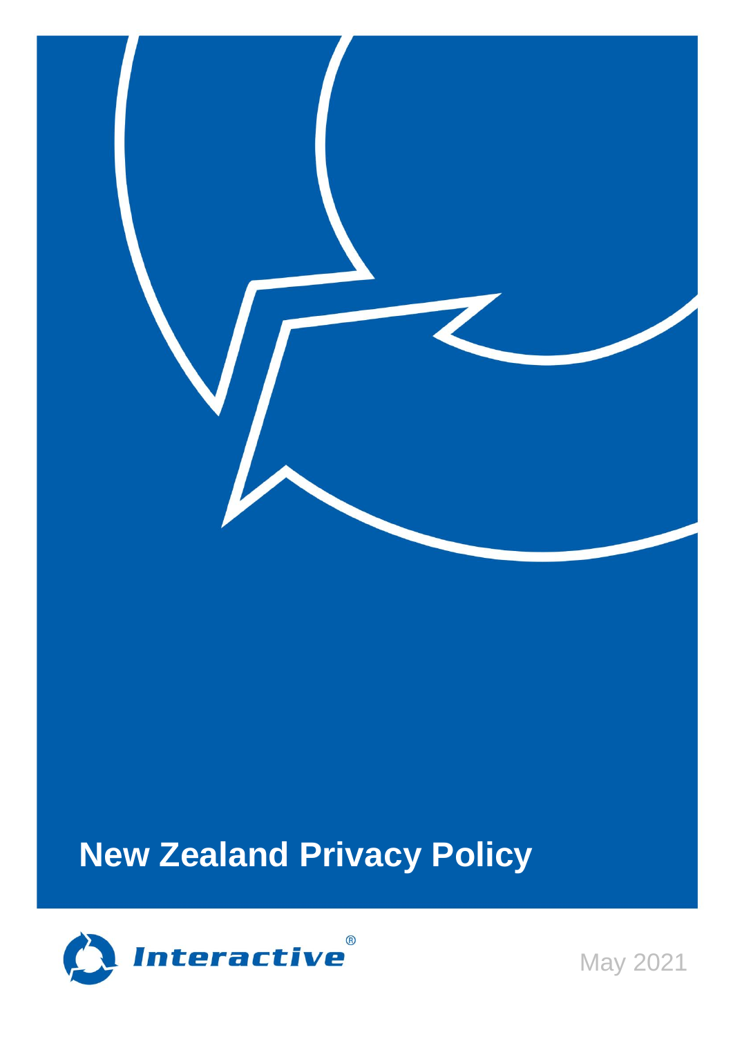# New Zealand Privacy Policy

Interactive®

May 2021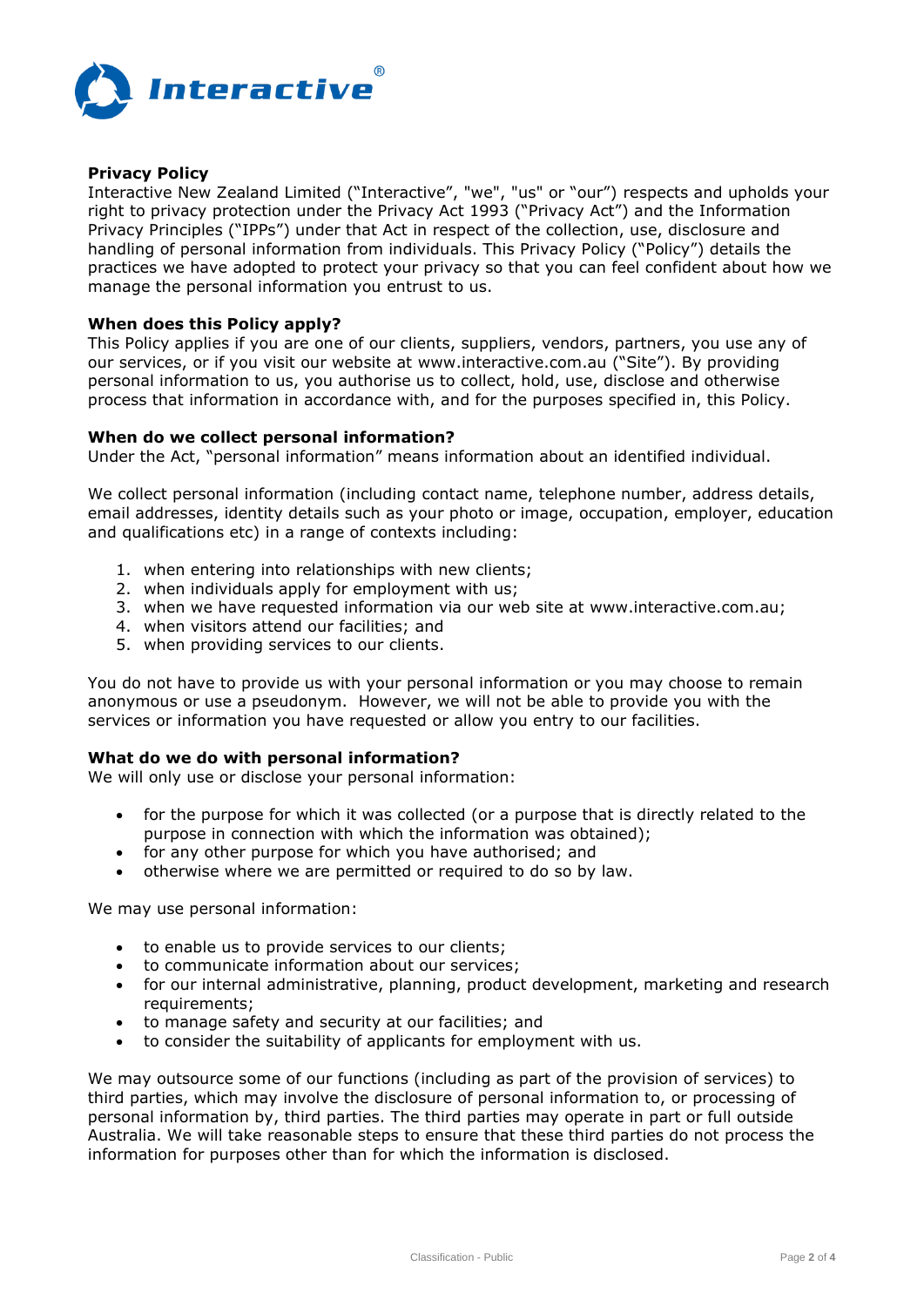## Privacy Policy

Interactive New Zealand Limited ("Interactive", "we", "us" or "our") respects and upholds your right to privacy protection under the Privacy Act 1993 ("Privacy Act") and the Information Privacy Principles ("IPPs") under that Act in respect of the collection, use, disclosure and handling of personal information from individuals. This Privacy Policy ("Policy") details the practices we have adopted to protect your privacy so that you can feel confident about how we manage the personal information you entrust to us.

### When does this Policy apply?

This Policy applies if you are one of our clients, suppliers, vendors, partners, you use any of our services, or if you visit our website at www.interactive.com.au ("Site"). By providing personal information to us, you authorise us to collect, hold, use, disclose and otherwise process that information in accordance with, and for the purposes specified in, this Policy.

### When do we collect personal information?

Under the Act, "personal information" means information about an identified individual.

We collect personal information (including contact name, telephone number, address details, email addresses, identity details such as your photo or image, occupation, employer, education and qualifications etc) in a range of contexts including:

1. when entering into relationships with new clients;
2. when individuals apply for employment with us;
3. when we have requested information via our web site at www.interactive.com.au;
4. when visitors attend our facilities; and
5. when providing services to our clients.

You do not have to provide us with your personal information or you may choose to remain anonymous or use a pseudonym. However, we will not be able to provide you with the services or information you have requested or allow you entry to our facilities.

### What do we do with personal information?

We will only use or disclose your personal information:

- for the purpose for which it was collected (or a purpose that is directly related to the purpose in connection with which the information was obtained);
- for any other purpose for which you have authorised; and
- otherwise where we are permitted or required to do so by law.

We may use personal information:

- to enable us to provide services to our clients;
- to communicate information about our services;
- for our internal administrative, planning, product development, marketing and research requirements;
- to manage safety and security at our facilities; and
- to consider the suitability of applicants for employment with us.

We may outsource some of our functions (including as part of the provision of services) to third parties, which may involve the disclosure of personal information to, or processing of personal information by, third parties. The third parties may operate in part or full outside Australia. We will take reasonable steps to ensure that these third parties do not process the information for purposes other than for which the information is disclosed.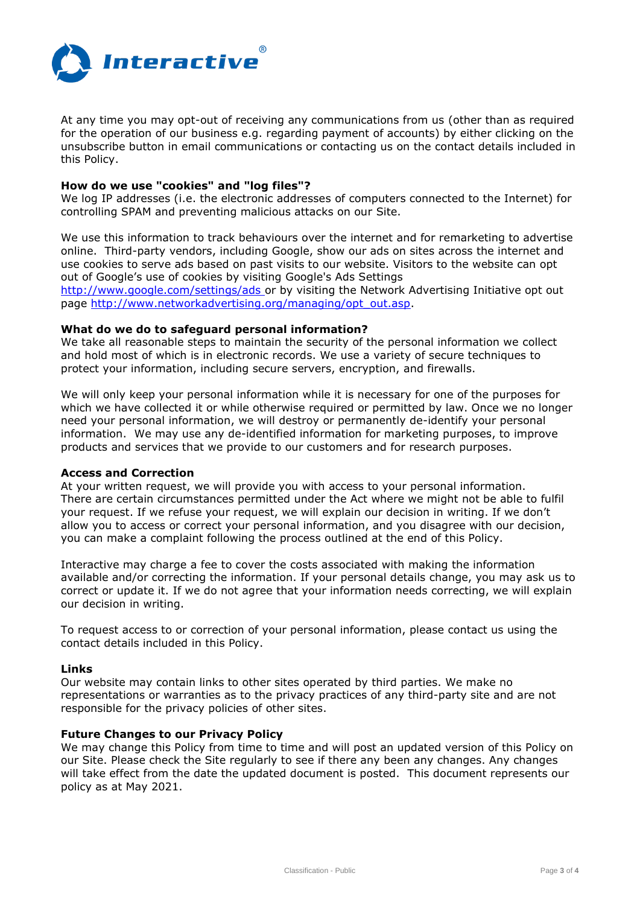At any time you may opt-out of receiving any communications from us (other than as required for the operation of our business e.g. regarding payment of accounts) by either clicking on the unsubscribe button in email communications or contacting us on the contact details included in this Policy.

**How do we use "cookies" and "log files"?**

We log IP addresses (i.e. the electronic addresses of computers connected to the Internet) for controlling SPAM and preventing malicious attacks on our Site.

We use this information to track behaviours over the internet and for remarketing to advertise online. Third-party vendors, including Google, show our ads on sites across the internet and use cookies to serve ads based on past visits to our website. Visitors to the website can opt out of Google's use of cookies by visiting Google's Ads Settings http://www.google.com/settings/ads or by visiting the Network Advertising Initiative opt out page http://www.networkadvertising.org/managing/opt_out.asp.

**What do we do to safeguard personal information?**

We take all reasonable steps to maintain the security of the personal information we collect and hold most of which is in electronic records. We use a variety of secure techniques to protect your information, including secure servers, encryption, and firewalls.

We will only keep your personal information while it is necessary for one of the purposes for which we have collected it or while otherwise required or permitted by law. Once we no longer need your personal information, we will destroy or permanently de-identify your personal information. We may use any de-identified information for marketing purposes, to improve products and services that we provide to our customers and for research purposes.

**Access and Correction**

At your written request, we will provide you with access to your personal information. There are certain circumstances permitted under the Act where we might not be able to fulfil your request. If we refuse your request, we will explain our decision in writing. If we don't allow you to access or correct your personal information, and you disagree with our decision, you can make a complaint following the process outlined at the end of this Policy.

Interactive may charge a fee to cover the costs associated with making the information available and/or correcting the information. If your personal details change, you may ask us to correct or update it. If we do not agree that your information needs correcting, we will explain our decision in writing.

To request access to or correction of your personal information, please contact us using the contact details included in this Policy.

**Links**

Our website may contain links to other sites operated by third parties. We make no representations or warranties as to the privacy practices of any third-party site and are not responsible for the privacy policies of other sites.

**Future Changes to our Privacy Policy**

We may change this Policy from time to time and will post an updated version of this Policy on our Site. Please check the Site regularly to see if there any been any changes. Any changes will take effect from the date the updated document is posted. This document represents our policy as at May 2021.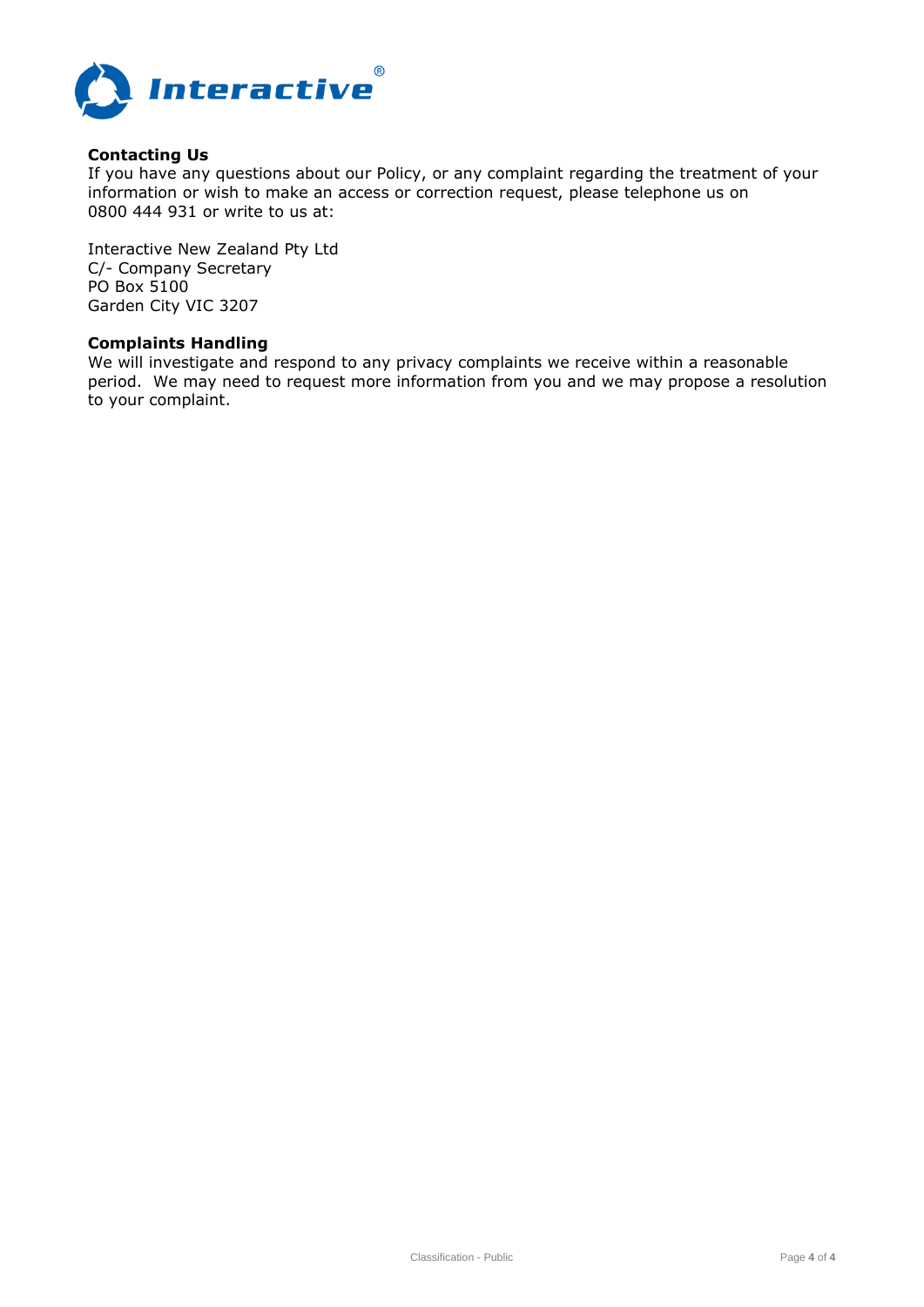**Contacting Us**

If you have any questions about our Policy, or any complaint regarding the treatment of your information or wish to make an access or correction request, please telephone us on 0800 444 931 or write to us at:

Interactive New Zealand Pty Ltd
C/- Company Secretary
PO Box 5100
Garden City VIC 3207

**Complaints Handling**

We will investigate and respond to any privacy complaints we receive within a reasonable period. We may need to request more information from you and we may propose a resolution to your complaint.